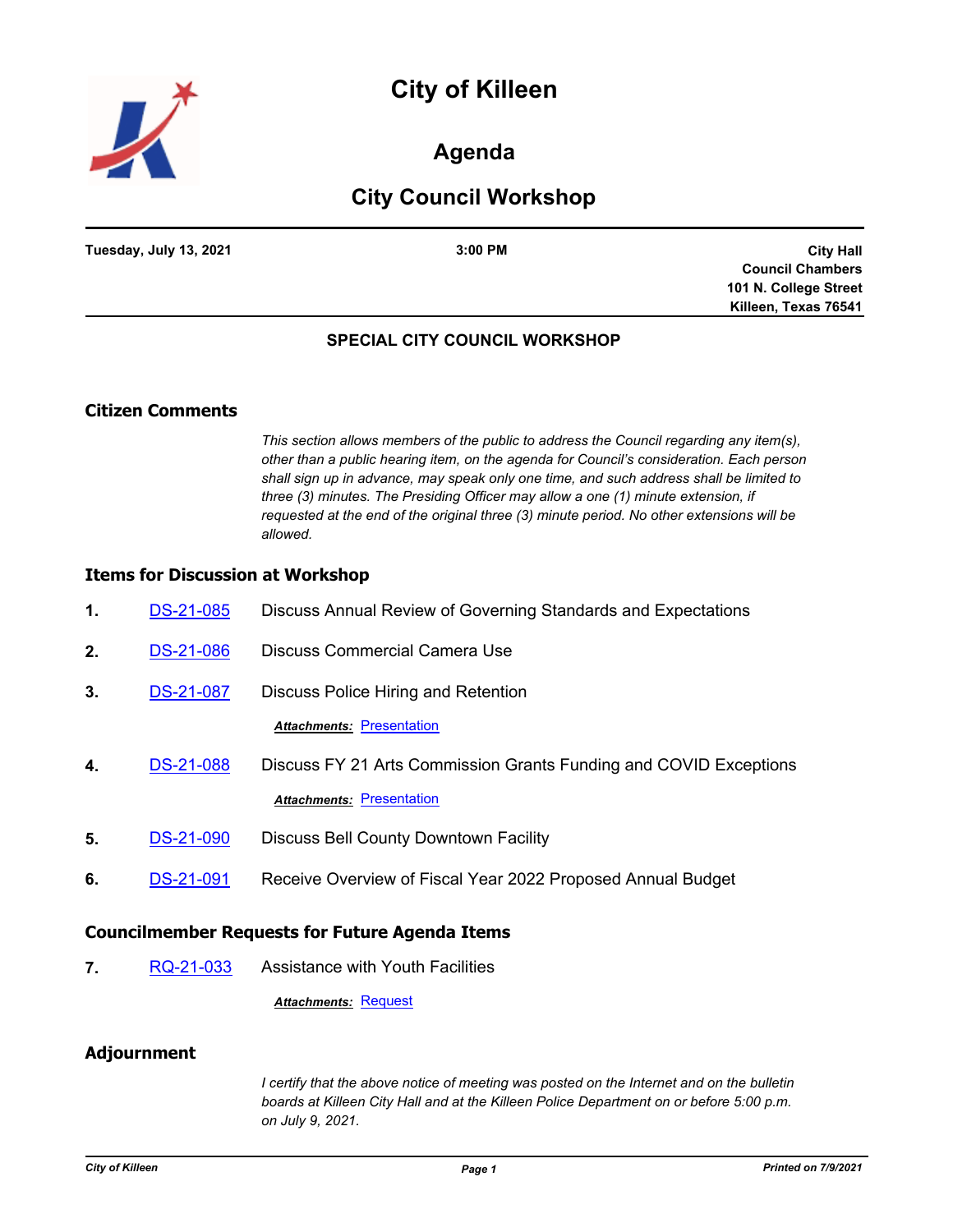# City of Killeen

## Agenda

## City Council Workshop

**Tuesday, July 13, 2021** | **3:00 PM** | **City Hall Council Chambers 101 N. College Street Killeen, Texas 76541**

### SPECIAL CITY COUNCIL WORKSHOP

### Citizen Comments

*This section allows members of the public to address the Council regarding any item(s), other than a public hearing item, on the agenda for Council's consideration. Each person shall sign up in advance, may speak only one time, and such address shall be limited to three (3) minutes. The Presiding Officer may allow a one (1) minute extension, if requested at the end of the original three (3) minute period. No other extensions will be allowed.*

### Items for Discussion at Workshop

1. DS-21-085 Discuss Annual Review of Governing Standards and Expectations

2. DS-21-086 Discuss Commercial Camera Use

3. DS-21-087 Discuss Police Hiring and Retention

   ***Attachments:*** Presentation

4. DS-21-088 Discuss FY 21 Arts Commission Grants Funding and COVID Exceptions

   ***Attachments:*** Presentation

5. DS-21-090 Discuss Bell County Downtown Facility

6. DS-21-091 Receive Overview of Fiscal Year 2022 Proposed Annual Budget

### Councilmember Requests for Future Agenda Items

7. RQ-21-033 Assistance with Youth Facilities

   ***Attachments:*** Request

### Adjournment

*I certify that the above notice of meeting was posted on the Internet and on the bulletin boards at Killeen City Hall and at the Killeen Police Department on or before 5:00 p.m. on July 9, 2021.*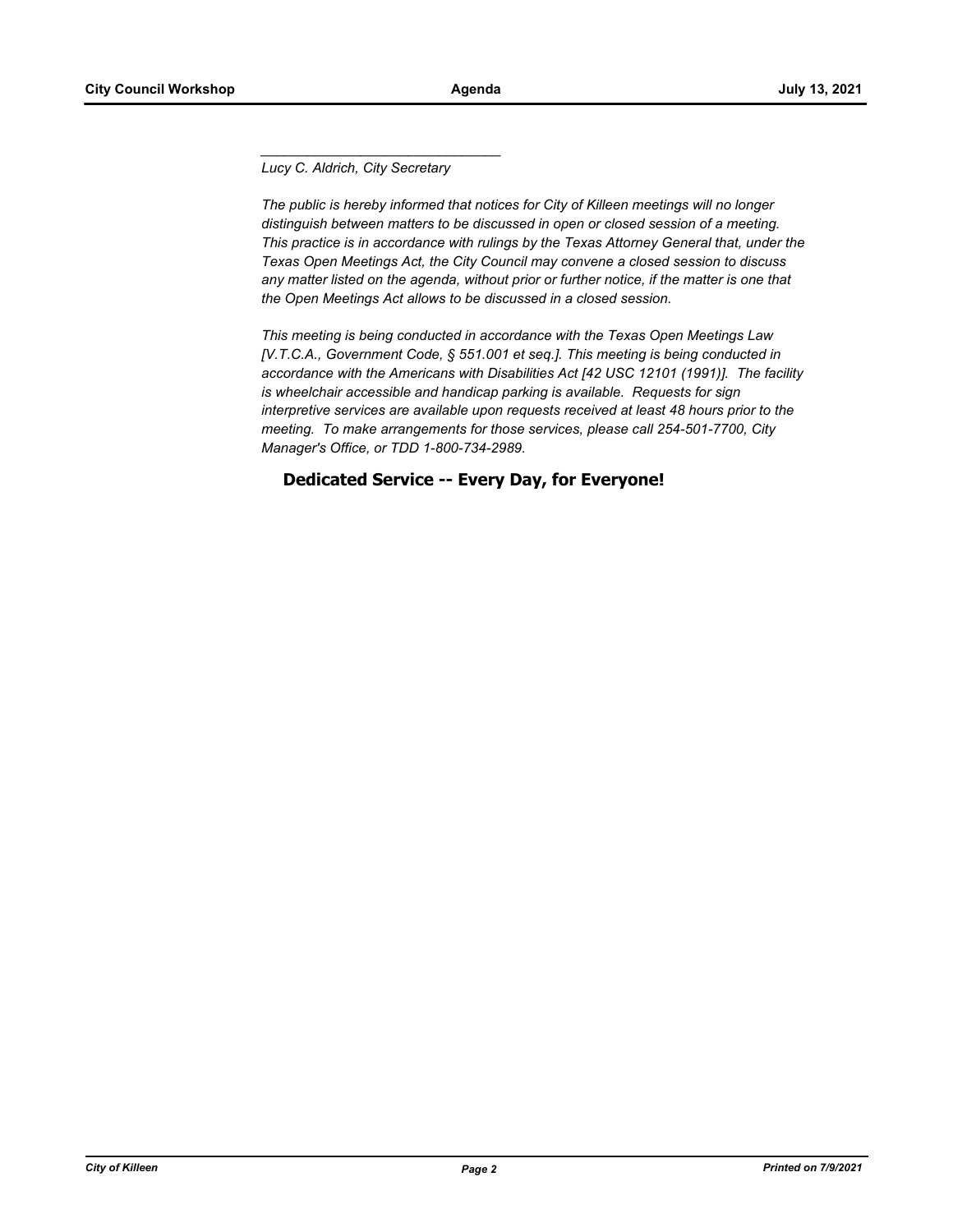_______________________________

*Lucy C. Aldrich, City Secretary*

*The public is hereby informed that notices for City of Killeen meetings will no longer distinguish between matters to be discussed in open or closed session of a meeting. This practice is in accordance with rulings by the Texas Attorney General that, under the Texas Open Meetings Act, the City Council may convene a closed session to discuss any matter listed on the agenda, without prior or further notice, if the matter is one that the Open Meetings Act allows to be discussed in a closed session.*

*This meeting is being conducted in accordance with the Texas Open Meetings Law [V.T.C.A., Government Code, § 551.001 et seq.]. This meeting is being conducted in accordance with the Americans with Disabilities Act [42 USC 12101 (1991)]. The facility is wheelchair accessible and handicap parking is available. Requests for sign interpretive services are available upon requests received at least 48 hours prior to the meeting. To make arrangements for those services, please call 254-501-7700, City Manager's Office, or TDD 1-800-734-2989.*

**Dedicated Service -- Every Day, for Everyone!**